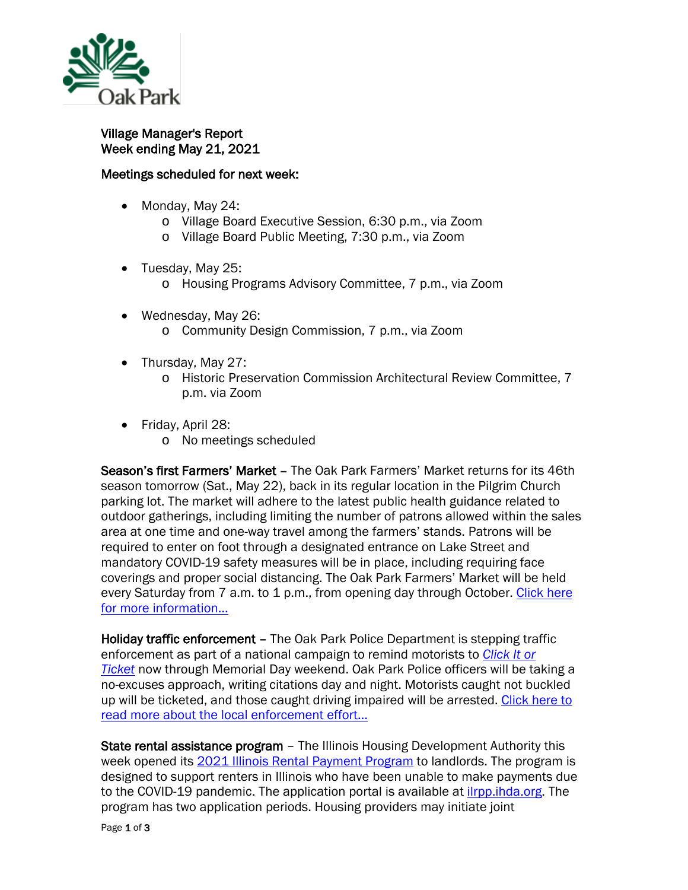Oak Park

**Village Manager's Report**
**Week ending May 21, 2021**

**Meetings scheduled for next week:**

- Monday, May 24:
  - Village Board Executive Session, 6:30 p.m., via Zoom
  - Village Board Public Meeting, 7:30 p.m., via Zoom
- Tuesday, May 25:
  - Housing Programs Advisory Committee, 7 p.m., via Zoom
- Wednesday, May 26:
  - Community Design Commission, 7 p.m., via Zoom
- Thursday, May 27:
  - Historic Preservation Commission Architectural Review Committee, 7 p.m. via Zoom
- Friday, April 28:
  - No meetings scheduled

**Season's first Farmers' Market** – The Oak Park Farmers' Market returns for its 46th season tomorrow (Sat., May 22), back in its regular location in the Pilgrim Church parking lot. The market will adhere to the latest public health guidance related to outdoor gatherings, including limiting the number of patrons allowed within the sales area at one time and one-way travel among the farmers' stands. Patrons will be required to enter on foot through a designated entrance on Lake Street and mandatory COVID-19 safety measures will be in place, including requiring face coverings and proper social distancing. The Oak Park Farmers' Market will be held every Saturday from 7 a.m. to 1 p.m., from opening day through October. Click here for more information…

**Holiday traffic enforcement** – The Oak Park Police Department is stepping traffic enforcement as part of a national campaign to remind motorists to *Click It or Ticket* now through Memorial Day weekend. Oak Park Police officers will be taking a no-excuses approach, writing citations day and night. Motorists caught not buckled up will be ticketed, and those caught driving impaired will be arrested. Click here to read more about the local enforcement effort…

**State rental assistance program** – The Illinois Housing Development Authority this week opened its 2021 Illinois Rental Payment Program to landlords. The program is designed to support renters in Illinois who have been unable to make payments due to the COVID-19 pandemic. The application portal is available at ilrpp.ihda.org. The program has two application periods. Housing providers may initiate joint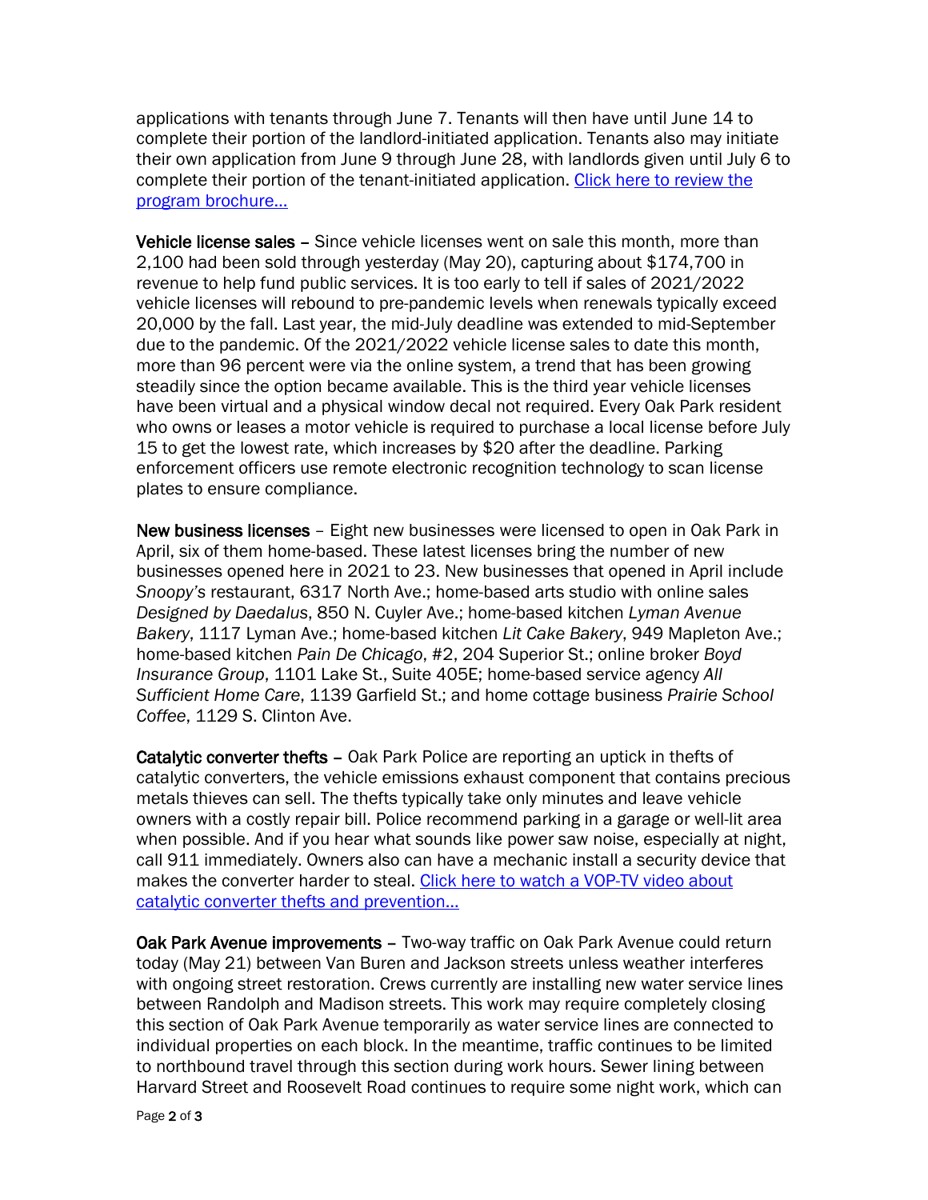applications with tenants through June 7. Tenants will then have until June 14 to complete their portion of the landlord-initiated application. Tenants also may initiate their own application from June 9 through June 28, with landlords given until July 6 to complete their portion of the tenant-initiated application. [Click here to review the program brochure…]()

**Vehicle license sales** – Since vehicle licenses went on sale this month, more than 2,100 had been sold through yesterday (May 20), capturing about $174,700 in revenue to help fund public services. It is too early to tell if sales of 2021/2022 vehicle licenses will rebound to pre-pandemic levels when renewals typically exceed 20,000 by the fall. Last year, the mid-July deadline was extended to mid-September due to the pandemic. Of the 2021/2022 vehicle license sales to date this month, more than 96 percent were via the online system, a trend that has been growing steadily since the option became available. This is the third year vehicle licenses have been virtual and a physical window decal not required. Every Oak Park resident who owns or leases a motor vehicle is required to purchase a local license before July 15 to get the lowest rate, which increases by $20 after the deadline. Parking enforcement officers use remote electronic recognition technology to scan license plates to ensure compliance.

**New business licenses** – Eight new businesses were licensed to open in Oak Park in April, six of them home-based. These latest licenses bring the number of new businesses opened here in 2021 to 23. New businesses that opened in April include *Snoopy's* restaurant, 6317 North Ave.; home-based arts studio with online sales *Designed by Daedalus*, 850 N. Cuyler Ave.; home-based kitchen *Lyman Avenue Bakery*, 1117 Lyman Ave.; home-based kitchen *Lit Cake Bakery*, 949 Mapleton Ave.; home-based kitchen *Pain De Chicago*, #2, 204 Superior St.; online broker *Boyd Insurance Group*, 1101 Lake St., Suite 405E; home-based service agency *All Sufficient Home Care*, 1139 Garfield St.; and home cottage business *Prairie School Coffee*, 1129 S. Clinton Ave.

**Catalytic converter thefts** – Oak Park Police are reporting an uptick in thefts of catalytic converters, the vehicle emissions exhaust component that contains precious metals thieves can sell. The thefts typically take only minutes and leave vehicle owners with a costly repair bill. Police recommend parking in a garage or well-lit area when possible. And if you hear what sounds like power saw noise, especially at night, call 911 immediately. Owners also can have a mechanic install a security device that makes the converter harder to steal. [Click here to watch a VOP-TV video about catalytic converter thefts and prevention…]()

**Oak Park Avenue improvements** – Two-way traffic on Oak Park Avenue could return today (May 21) between Van Buren and Jackson streets unless weather interferes with ongoing street restoration. Crews currently are installing new water service lines between Randolph and Madison streets. This work may require completely closing this section of Oak Park Avenue temporarily as water service lines are connected to individual properties on each block. In the meantime, traffic continues to be limited to northbound travel through this section during work hours. Sewer lining between Harvard Street and Roosevelt Road continues to require some night work, which can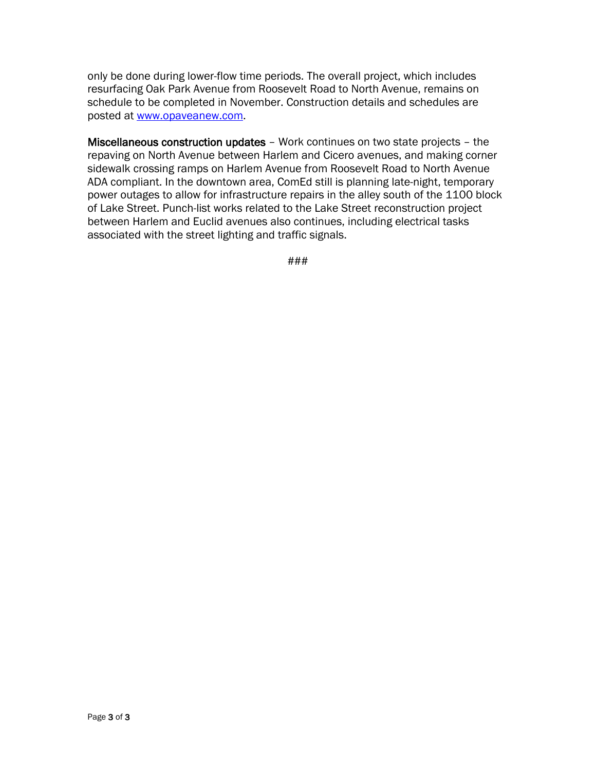only be done during lower-flow time periods. The overall project, which includes resurfacing Oak Park Avenue from Roosevelt Road to North Avenue, remains on schedule to be completed in November. Construction details and schedules are posted at [www.opaveanew.com](http://www.opaveanew.com).

**Miscellaneous construction updates** – Work continues on two state projects – the repaving on North Avenue between Harlem and Cicero avenues, and making corner sidewalk crossing ramps on Harlem Avenue from Roosevelt Road to North Avenue ADA compliant. In the downtown area, ComEd still is planning late-night, temporary power outages to allow for infrastructure repairs in the alley south of the 1100 block of Lake Street. Punch-list works related to the Lake Street reconstruction project between Harlem and Euclid avenues also continues, including electrical tasks associated with the street lighting and traffic signals.

###